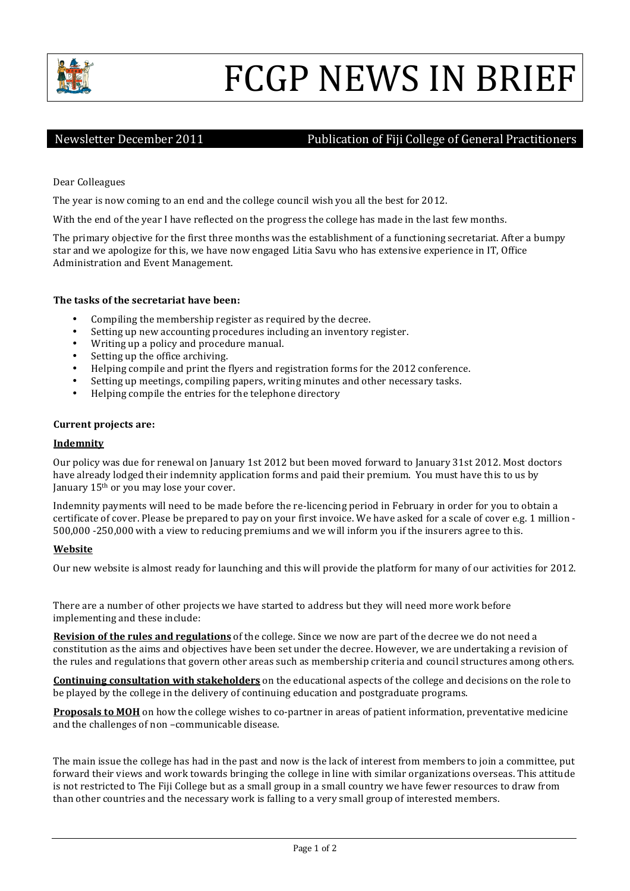# FCGP NEWS IN BRIEF

Newsletter December 2011 — Publication of Fiji College of General Practitioners

Dear Colleagues

The year is now coming to an end and the college council wish you all the best for 2012.

With the end of the year I have reflected on the progress the college has made in the last few months.

The primary objective for the first three months was the establishment of a functioning secretariat. After a bumpy star and we apologize for this, we have now engaged Litia Savu who has extensive experience in IT, Office Administration and Event Management.

**The tasks of the secretariat have been:**

- Compiling the membership register as required by the decree.
- Setting up new accounting procedures including an inventory register.
- Writing up a policy and procedure manual.
- Setting up the office archiving.
- Helping compile and print the flyers and registration forms for the 2012 conference.
- Setting up meetings, compiling papers, writing minutes and other necessary tasks.
- Helping compile the entries for the telephone directory

**Current projects are:**

**Indemnity**

Our policy was due for renewal on January 1st 2012 but been moved forward to January 31st 2012. Most doctors have already lodged their indemnity application forms and paid their premium. You must have this to us by January 15th or you may lose your cover.

Indemnity payments will need to be made before the re-licencing period in February in order for you to obtain a certificate of cover. Please be prepared to pay on your first invoice. We have asked for a scale of cover e.g. 1 million - 500,000 -250,000 with a view to reducing premiums and we will inform you if the insurers agree to this.

**Website**

Our new website is almost ready for launching and this will provide the platform for many of our activities for 2012.

There are a number of other projects we have started to address but they will need more work before implementing and these include:

**Revision of the rules and regulations** of the college. Since we now are part of the decree we do not need a constitution as the aims and objectives have been set under the decree. However, we are undertaking a revision of the rules and regulations that govern other areas such as membership criteria and council structures among others.

**Continuing consultation with stakeholders** on the educational aspects of the college and decisions on the role to be played by the college in the delivery of continuing education and postgraduate programs.

**Proposals to MOH** on how the college wishes to co-partner in areas of patient information, preventative medicine and the challenges of non –communicable disease.

The main issue the college has had in the past and now is the lack of interest from members to join a committee, put forward their views and work towards bringing the college in line with similar organizations overseas. This attitude is not restricted to The Fiji College but as a small group in a small country we have fewer resources to draw from than other countries and the necessary work is falling to a very small group of interested members.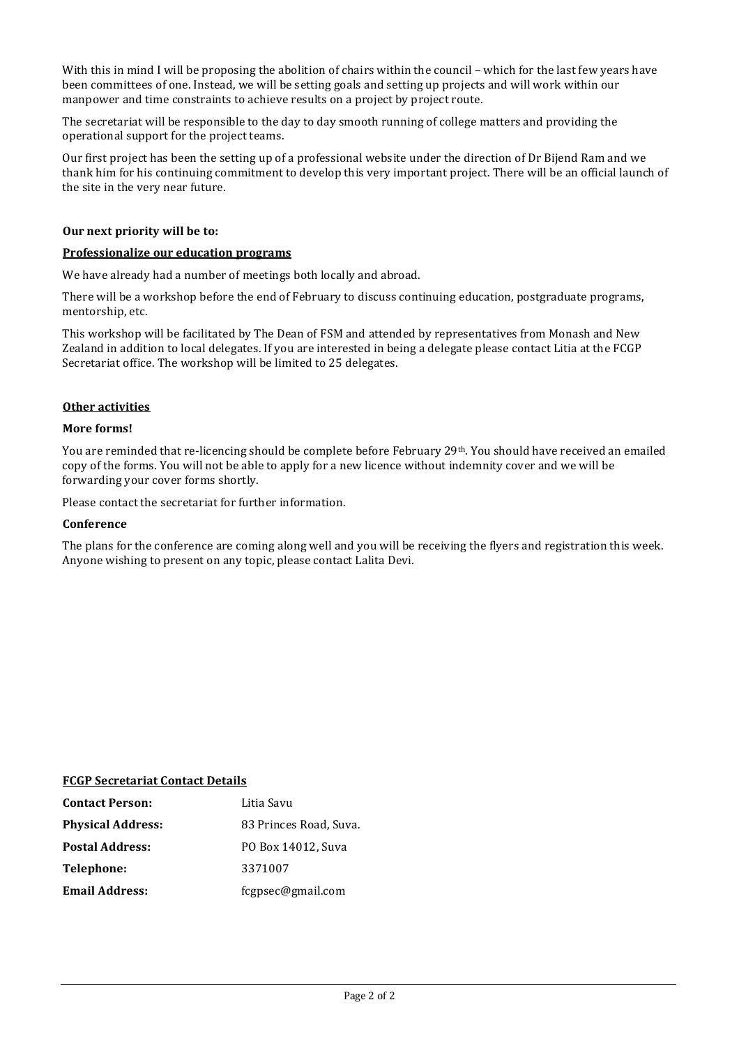With this in mind I will be proposing the abolition of chairs within the council – which for the last few years have been committees of one. Instead, we will be setting goals and setting up projects and will work within our manpower and time constraints to achieve results on a project by project route.

The secretariat will be responsible to the day to day smooth running of college matters and providing the operational support for the project teams.

Our first project has been the setting up of a professional website under the direction of Dr Bijend Ram and we thank him for his continuing commitment to develop this very important project. There will be an official launch of the site in the very near future.

**Our next priority will be to:**

**Professionalize our education programs**

We have already had a number of meetings both locally and abroad.

There will be a workshop before the end of February to discuss continuing education, postgraduate programs, mentorship, etc.

This workshop will be facilitated by The Dean of FSM and attended by representatives from Monash and New Zealand in addition to local delegates. If you are interested in being a delegate please contact Litia at the FCGP Secretariat office. The workshop will be limited to 25 delegates.

**Other activities**

**More forms!**

You are reminded that re-licencing should be complete before February 29th. You should have received an emailed copy of the forms. You will not be able to apply for a new licence without indemnity cover and we will be forwarding your cover forms shortly.

Please contact the secretariat for further information.

**Conference**

The plans for the conference are coming along well and you will be receiving the flyers and registration this week. Anyone wishing to present on any topic, please contact Lalita Devi.

**FCGP Secretariat Contact Details**

| | |
|---|---|
| **Contact Person:** | Litia Savu |
| **Physical Address:** | 83 Princes Road, Suva. |
| **Postal Address:** | PO Box 14012, Suva |
| **Telephone:** | 3371007 |
| **Email Address:** | fcgpsec@gmail.com |